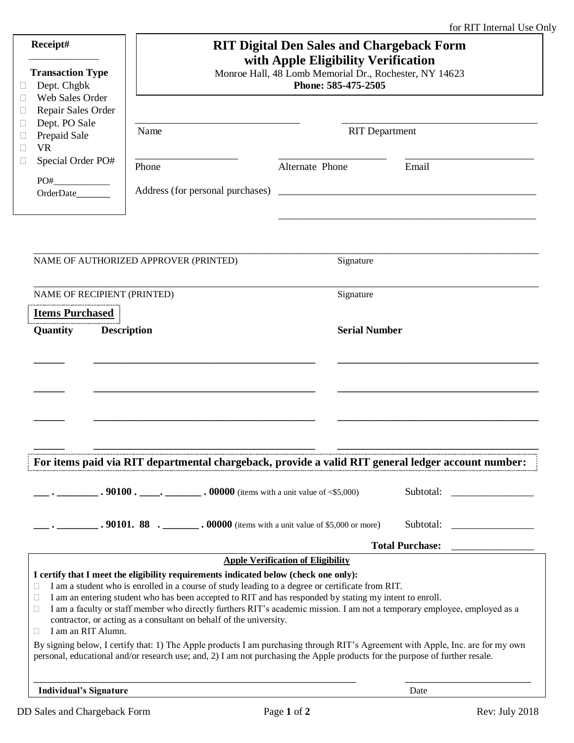for RIT Internal Use Only

**Receipt#** ______________

**Transaction Type**

- ☐ Dept. Chgbk
- ☐ Web Sales Order
- ☐ Repair Sales Order
- ☐ Dept. PO Sale
- ☐ Prepaid Sale
- ☐ VR
- ☐ Special Order PO#

PO#____________

OrderDate_______

# RIT Digital Den Sales and Chargeback Form with Apple Eligibility Verification

Monroe Hall, 48 Lomb Memorial Dr., Rochester, NY 14623

**Phone: 585-475-2505**

________________________________ ________________________________

Name RIT Department

____________________ ____________________ ________________________

Phone Alternate Phone Email

Address (for personal purchases) ______________________________________________

______________________________________________

______________________________________________________________________________

NAME OF AUTHORIZED APPROVER (PRINTED) Signature

______________________________________________________________________________

NAME OF RECIPIENT (PRINTED) Signature

**Items Purchased**

| Quantity | Description | Serial Number |
|---|---|---|
| ______ | __________________________________ | ______________________________ |
| ______ | __________________________________ | ______________________________ |
| ______ | __________________________________ | ______________________________ |
| ______ | __________________________________ | ______________________________ |

**For items paid via RIT departmental chargeback, provide a valid RIT general ledger account number:**

**___ . ________ . 90100 . ____. _______ . 00000** (items with a unit value of <$5,000) Subtotal: ________________

**___ . ________ . 90101. 88 . _______ . 00000** (items with a unit value of $5,000 or more) Subtotal: ________________

**Total Purchase:** ________________

**Apple Verification of Eligibility**

**I certify that I meet the eligibility requirements indicated below (check one only):**

- ☐ I am a student who is enrolled in a course of study leading to a degree or certificate from RIT.
- ☐ I am an entering student who has been accepted to RIT and has responded by stating my intent to enroll.
- ☐ I am a faculty or staff member who directly furthers RIT's academic mission. I am not a temporary employee, employed as a contractor, or acting as a consultant on behalf of the university.
- ☐ I am an RIT Alumn.

By signing below, I certify that: 1) The Apple products I am purchasing through RIT's Agreement with Apple, Inc. are for my own personal, educational and/or research use; and, 2) I am not purchasing the Apple products for the purpose of further resale.

________________________________________________ ________________________

**Individual's Signature** Date

DD Sales and Chargeback Form Rev: July 2018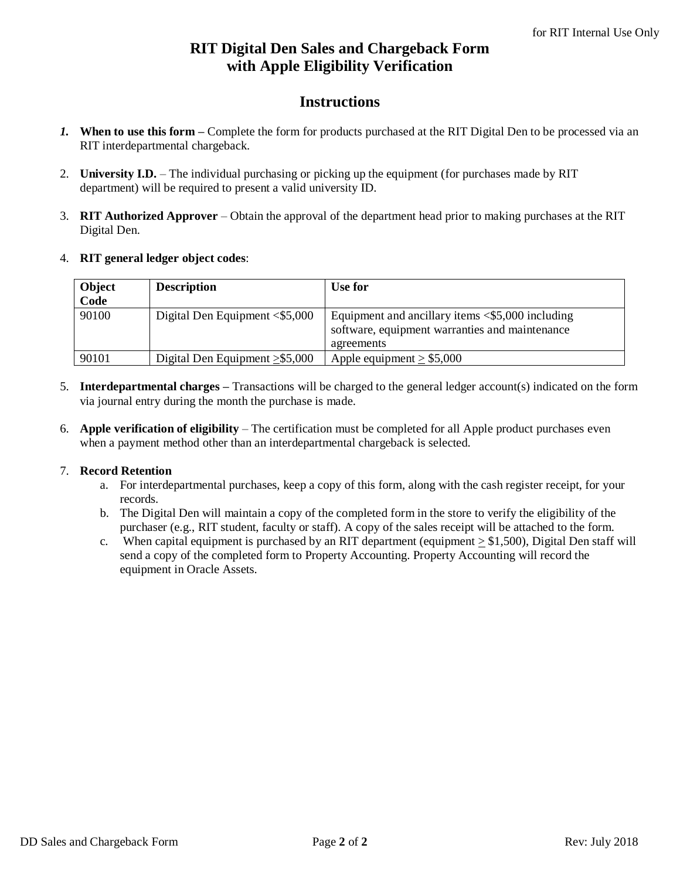for RIT Internal Use Only

# RIT Digital Den Sales and Chargeback Form with Apple Eligibility Verification

## Instructions

1. **When to use this form –** Complete the form for products purchased at the RIT Digital Den to be processed via an RIT interdepartmental chargeback.

2. **University I.D.** – The individual purchasing or picking up the equipment (for purchases made by RIT department) will be required to present a valid university ID.

3. **RIT Authorized Approver** – Obtain the approval of the department head prior to making purchases at the RIT Digital Den.

4. **RIT general ledger object codes**:

| Object Code | Description | Use for |
|---|---|---|
| 90100 | Digital Den Equipment <$5,000 | Equipment and ancillary items <$5,000 including software, equipment warranties and maintenance agreements |
| 90101 | Digital Den Equipment ≥$5,000 | Apple equipment ≥ $5,000 |

5. **Interdepartmental charges –** Transactions will be charged to the general ledger account(s) indicated on the form via journal entry during the month the purchase is made.

6. **Apple verification of eligibility** – The certification must be completed for all Apple product purchases even when a payment method other than an interdepartmental chargeback is selected.

7. **Record Retention**
   a. For interdepartmental purchases, keep a copy of this form, along with the cash register receipt, for your records.
   b. The Digital Den will maintain a copy of the completed form in the store to verify the eligibility of the purchaser (e.g., RIT student, faculty or staff). A copy of the sales receipt will be attached to the form.
   c. When capital equipment is purchased by an RIT department (equipment ≥ $1,500), Digital Den staff will send a copy of the completed form to Property Accounting. Property Accounting will record the equipment in Oracle Assets.

DD Sales and Chargeback Form Rev: July 2018